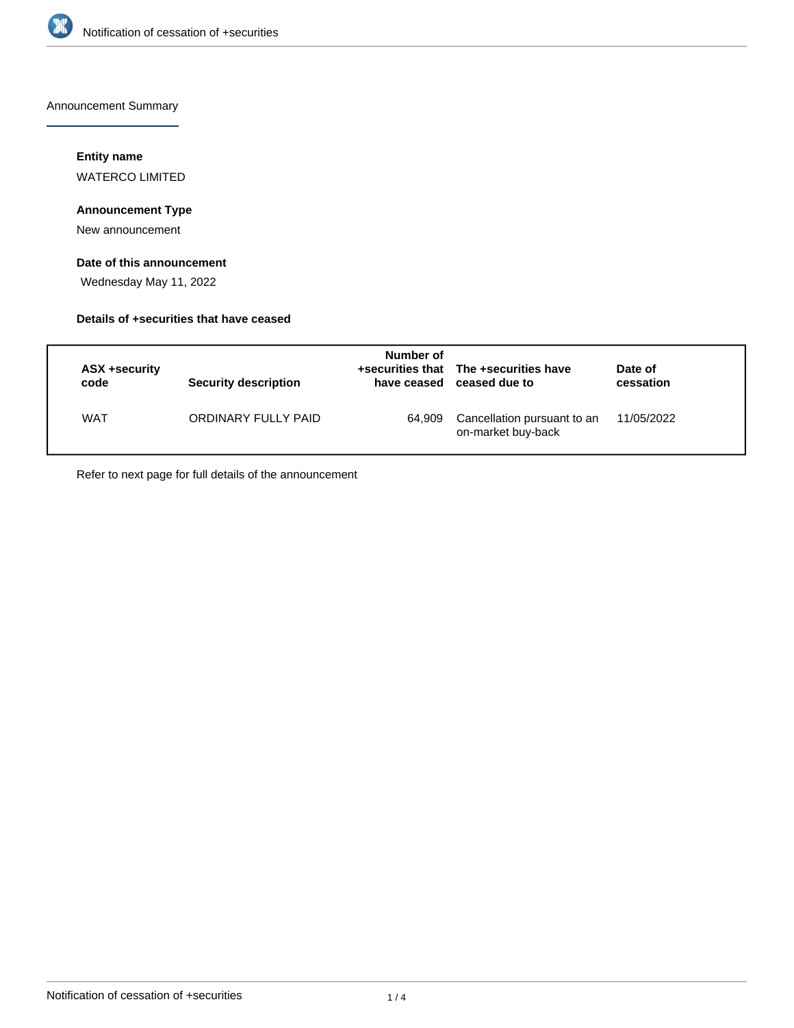Announcement Summary

**Entity name**

WATERCO LIMITED

**Announcement Type**

New announcement

**Date of this announcement**

Wednesday May 11, 2022

**Details of +securities that have ceased**

| ASX +security code | Security description | Number of +securities that have ceased | The +securities have ceased due to | Date of cessation |
|---|---|---|---|---|
| WAT | ORDINARY FULLY PAID | 64,909 | Cancellation pursuant to an on-market buy-back | 11/05/2022 |

Refer to next page for full details of the announcement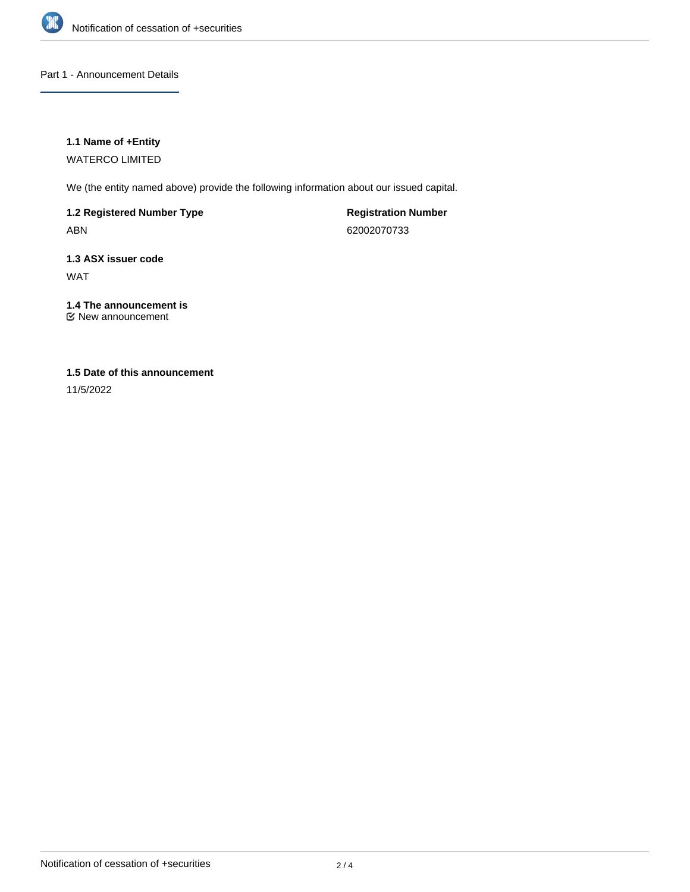## Part 1 - Announcement Details

### 1.1 Name of +Entity

WATERCO LIMITED

We (the entity named above) provide the following information about our issued capital.

**1.2 Registered Number Type**

ABN

**Registration Number**

62002070733

**1.3 ASX issuer code**

WAT

**1.4 The announcement is**

☑ New announcement

**1.5 Date of this announcement**

11/5/2022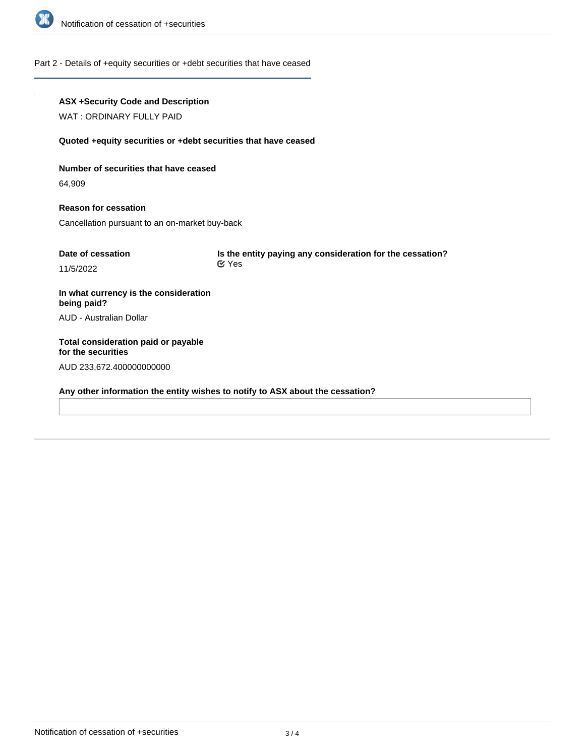## Part 2 - Details of +equity securities or +debt securities that have ceased

**ASX +Security Code and Description**

WAT : ORDINARY FULLY PAID

**Quoted +equity securities or +debt securities that have ceased**

**Number of securities that have ceased**

64,909

**Reason for cessation**

Cancellation pursuant to an on-market buy-back

**Date of cessation**

11/5/2022

**Is the entity paying any consideration for the cessation?**

Yes

**In what currency is the consideration being paid?**

AUD - Australian Dollar

**Total consideration paid or payable for the securities**

AUD 233,672.400000000000

**Any other information the entity wishes to notify to ASX about the cessation?**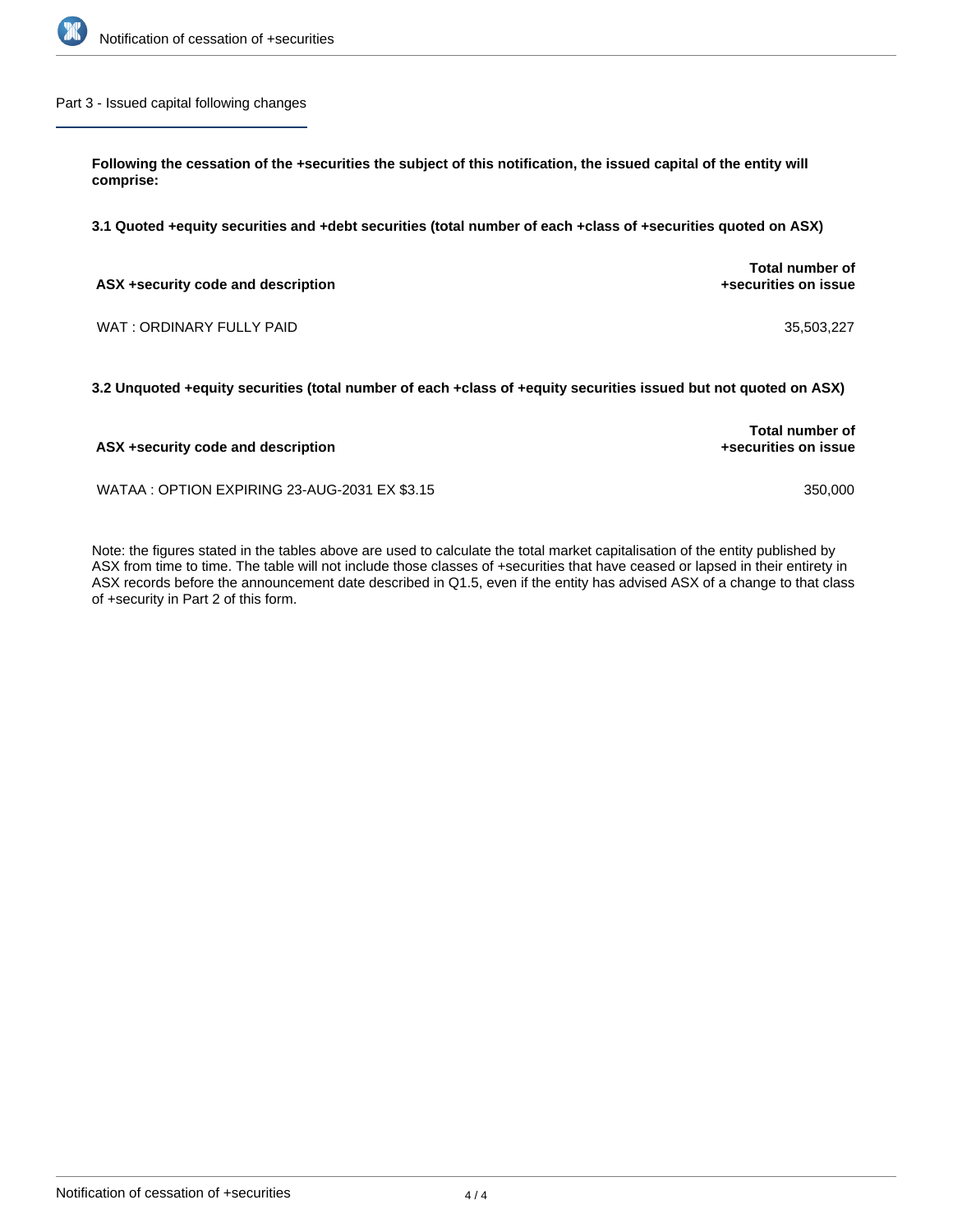## Part 3 - Issued capital following changes

**Following the cessation of the +securities the subject of this notification, the issued capital of the entity will comprise:**

**3.1 Quoted +equity securities and +debt securities (total number of each +class of +securities quoted on ASX)**

| ASX +security code and description | Total number of +securities on issue |
|---|---|
| WAT : ORDINARY FULLY PAID | 35,503,227 |

**3.2 Unquoted +equity securities (total number of each +class of +equity securities issued but not quoted on ASX)**

| ASX +security code and description | Total number of +securities on issue |
|---|---|
| WATAA : OPTION EXPIRING 23-AUG-2031 EX $3.15 | 350,000 |

Note: the figures stated in the tables above are used to calculate the total market capitalisation of the entity published by ASX from time to time. The table will not include those classes of +securities that have ceased or lapsed in their entirety in ASX records before the announcement date described in Q1.5, even if the entity has advised ASX of a change to that class of +security in Part 2 of this form.